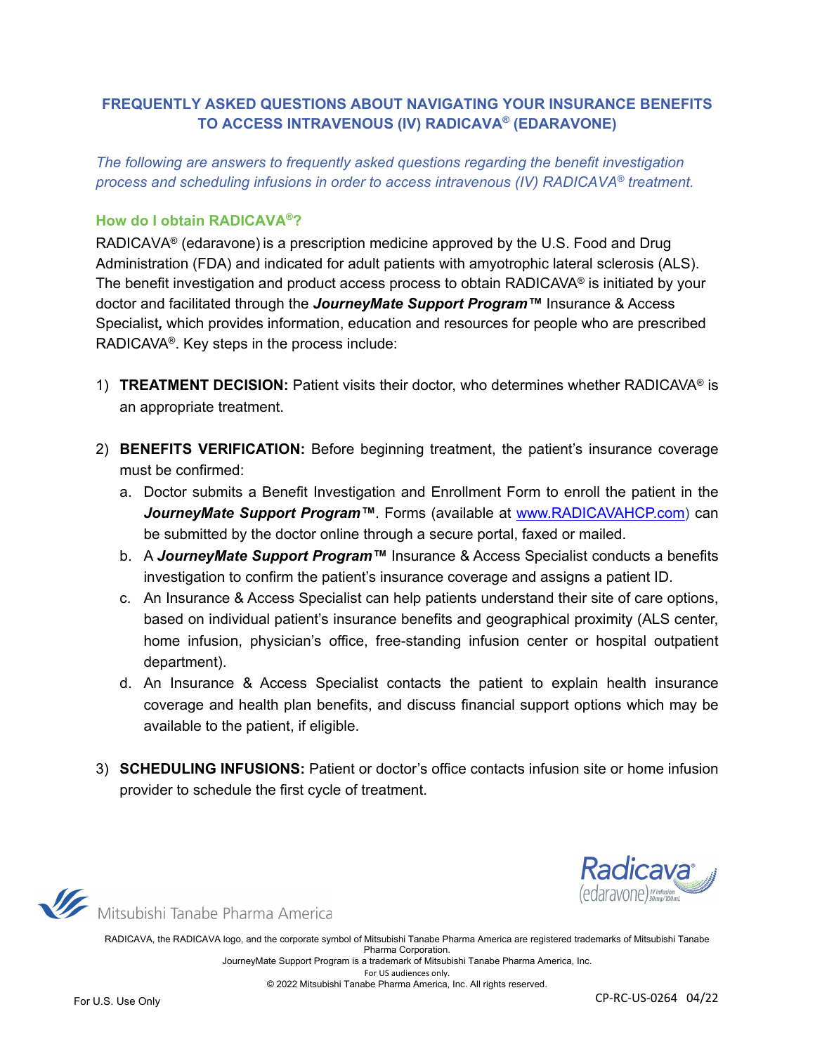# FREQUENTLY ASKED QUESTIONS ABOUT NAVIGATING YOUR INSURANCE BENEFITS TO ACCESS INTRAVENOUS (IV) RADICAVA® (EDARAVONE)

*The following are answers to frequently asked questions regarding the benefit investigation process and scheduling infusions in order to access intravenous (IV) RADICAVA® treatment.*

## How do I obtain RADICAVA®?

RADICAVA® (edaravone) is a prescription medicine approved by the U.S. Food and Drug Administration (FDA) and indicated for adult patients with amyotrophic lateral sclerosis (ALS). The benefit investigation and product access process to obtain RADICAVA® is initiated by your doctor and facilitated through the ***JourneyMate Support Program™*** Insurance & Access Specialist***,*** which provides information, education and resources for people who are prescribed RADICAVA®. Key steps in the process include:

1) **TREATMENT DECISION:** Patient visits their doctor, who determines whether RADICAVA® is an appropriate treatment.

2) **BENEFITS VERIFICATION:** Before beginning treatment, the patient's insurance coverage must be confirmed:
   a. Doctor submits a Benefit Investigation and Enrollment Form to enroll the patient in the ***JourneyMate Support Program™***. Forms (available at www.RADICAVAHCP.com) can be submitted by the doctor online through a secure portal, faxed or mailed.
   b. A ***JourneyMate Support Program™*** Insurance & Access Specialist conducts a benefits investigation to confirm the patient's insurance coverage and assigns a patient ID.
   c. An Insurance & Access Specialist can help patients understand their site of care options, based on individual patient's insurance benefits and geographical proximity (ALS center, home infusion, physician's office, free-standing infusion center or hospital outpatient department).
   d. An Insurance & Access Specialist contacts the patient to explain health insurance coverage and health plan benefits, and discuss financial support options which may be available to the patient, if eligible.

3) **SCHEDULING INFUSIONS:** Patient or doctor's office contacts infusion site or home infusion provider to schedule the first cycle of treatment.

Mitsubishi Tanabe Pharma America

RADICAVA, the RADICAVA logo, and the corporate symbol of Mitsubishi Tanabe Pharma America are registered trademarks of Mitsubishi Tanabe Pharma Corporation.
JourneyMate Support Program is a trademark of Mitsubishi Tanabe Pharma America, Inc.
For US audiences only.
© 2022 Mitsubishi Tanabe Pharma America, Inc. All rights reserved.

For U.S. Use Only

CP-RC-US-0264 04/22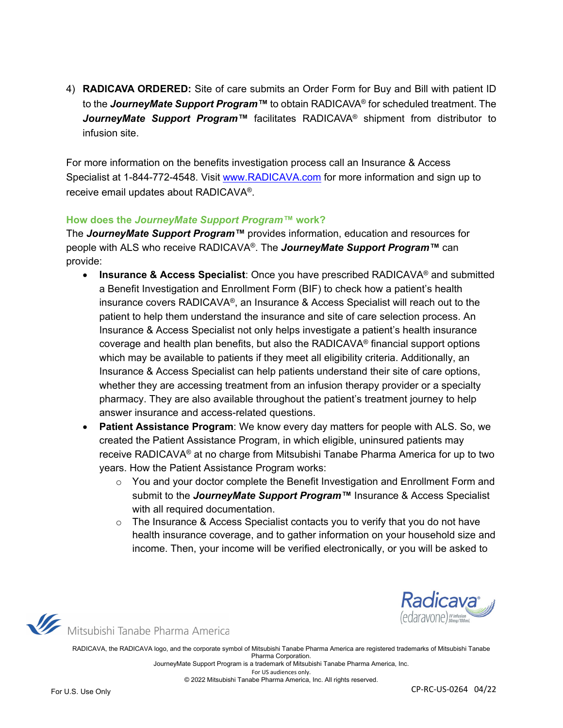4) **RADICAVA ORDERED:** Site of care submits an Order Form for Buy and Bill with patient ID to the ***JourneyMate Support Program™*** to obtain RADICAVA® for scheduled treatment. The ***JourneyMate Support Program™*** facilitates RADICAVA® shipment from distributor to infusion site.

For more information on the benefits investigation process call an Insurance & Access Specialist at 1-844-772-4548. Visit [www.RADICAVA.com](http://www.RADICAVA.com) for more information and sign up to receive email updates about RADICAVA®.

### How does the *JourneyMate Support Program™* work?

The ***JourneyMate Support Program™*** provides information, education and resources for people with ALS who receive RADICAVA®. The ***JourneyMate Support Program™*** can provide:

- **Insurance & Access Specialist**: Once you have prescribed RADICAVA® and submitted a Benefit Investigation and Enrollment Form (BIF) to check how a patient's health insurance covers RADICAVA®, an Insurance & Access Specialist will reach out to the patient to help them understand the insurance and site of care selection process. An Insurance & Access Specialist not only helps investigate a patient's health insurance coverage and health plan benefits, but also the RADICAVA® financial support options which may be available to patients if they meet all eligibility criteria. Additionally, an Insurance & Access Specialist can help patients understand their site of care options, whether they are accessing treatment from an infusion therapy provider or a specialty pharmacy. They are also available throughout the patient's treatment journey to help answer insurance and access-related questions.
- **Patient Assistance Program**: We know every day matters for people with ALS. So, we created the Patient Assistance Program, in which eligible, uninsured patients may receive RADICAVA® at no charge from Mitsubishi Tanabe Pharma America for up to two years. How the Patient Assistance Program works:
  - You and your doctor complete the Benefit Investigation and Enrollment Form and submit to the ***JourneyMate Support Program™*** Insurance & Access Specialist with all required documentation.
  - The Insurance & Access Specialist contacts you to verify that you do not have health insurance coverage, and to gather information on your household size and income. Then, your income will be verified electronically, or you will be asked to

RADICAVA, the RADICAVA logo, and the corporate symbol of Mitsubishi Tanabe Pharma America are registered trademarks of Mitsubishi Tanabe Pharma Corporation.
JourneyMate Support Program is a trademark of Mitsubishi Tanabe Pharma America, Inc.
For US audiences only.
© 2022 Mitsubishi Tanabe Pharma America, Inc. All rights reserved.

For U.S. Use Only

CP-RC-US-0264 04/22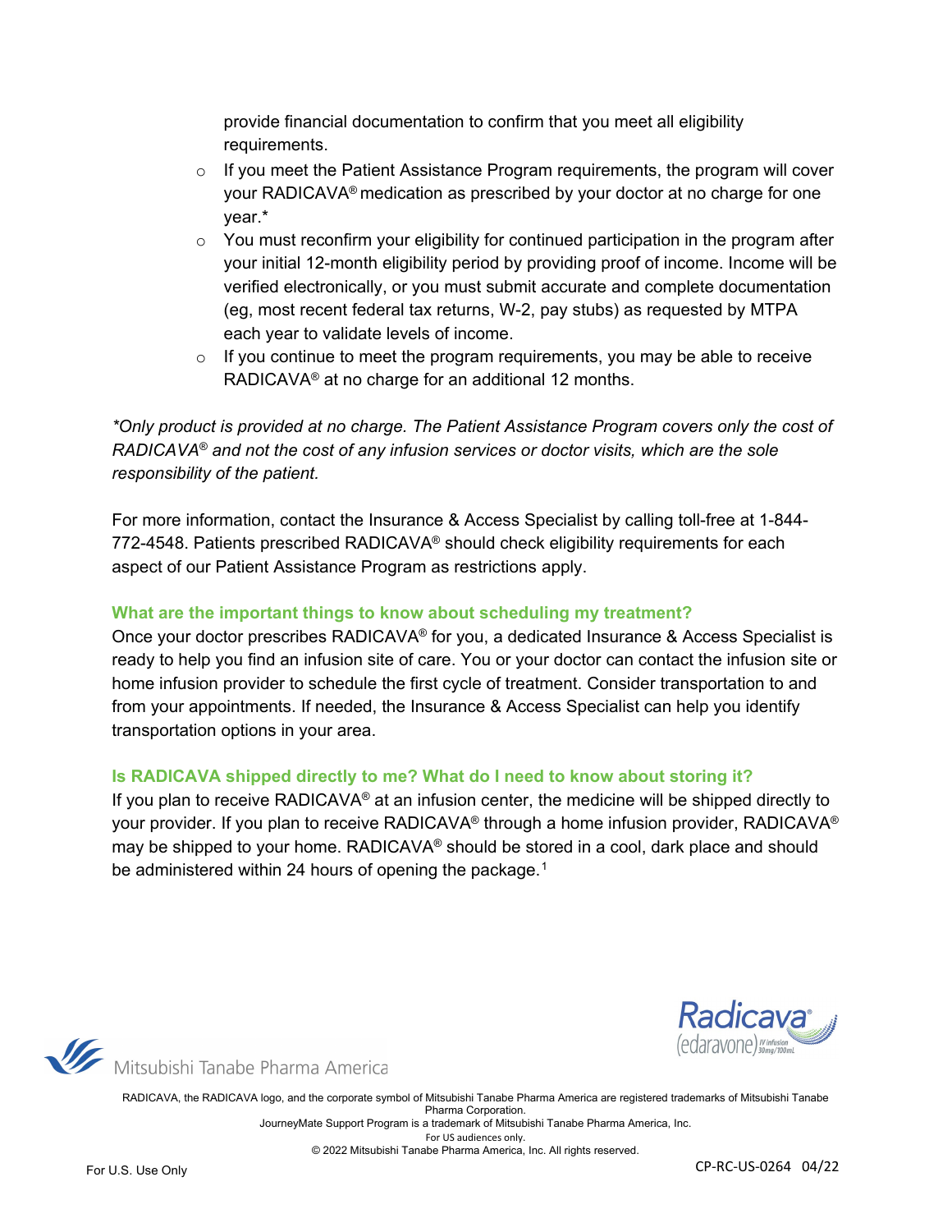provide financial documentation to confirm that you meet all eligibility requirements.

- If you meet the Patient Assistance Program requirements, the program will cover your RADICAVA® medication as prescribed by your doctor at no charge for one year.*
- You must reconfirm your eligibility for continued participation in the program after your initial 12-month eligibility period by providing proof of income. Income will be verified electronically, or you must submit accurate and complete documentation (eg, most recent federal tax returns, W-2, pay stubs) as requested by MTPA each year to validate levels of income.
- If you continue to meet the program requirements, you may be able to receive RADICAVA® at no charge for an additional 12 months.

*\*Only product is provided at no charge. The Patient Assistance Program covers only the cost of RADICAVA® and not the cost of any infusion services or doctor visits, which are the sole responsibility of the patient.*

For more information, contact the Insurance & Access Specialist by calling toll-free at 1-844-772-4548. Patients prescribed RADICAVA® should check eligibility requirements for each aspect of our Patient Assistance Program as restrictions apply.

### What are the important things to know about scheduling my treatment?

Once your doctor prescribes RADICAVA® for you, a dedicated Insurance & Access Specialist is ready to help you find an infusion site of care. You or your doctor can contact the infusion site or home infusion provider to schedule the first cycle of treatment. Consider transportation to and from your appointments. If needed, the Insurance & Access Specialist can help you identify transportation options in your area.

### Is RADICAVA shipped directly to me? What do I need to know about storing it?

If you plan to receive RADICAVA® at an infusion center, the medicine will be shipped directly to your provider. If you plan to receive RADICAVA® through a home infusion provider, RADICAVA® may be shipped to your home. RADICAVA® should be stored in a cool, dark place and should be administered within 24 hours of opening the package.[1]

Mitsubishi Tanabe Pharma America

Radicava® (edaravone) IV infusion 30mg/100mL

RADICAVA, the RADICAVA logo, and the corporate symbol of Mitsubishi Tanabe Pharma America are registered trademarks of Mitsubishi Tanabe Pharma Corporation.
JourneyMate Support Program is a trademark of Mitsubishi Tanabe Pharma America, Inc.
For US audiences only.
© 2022 Mitsubishi Tanabe Pharma America, Inc. All rights reserved.

For U.S. Use Only

CP-RC-US-0264 04/22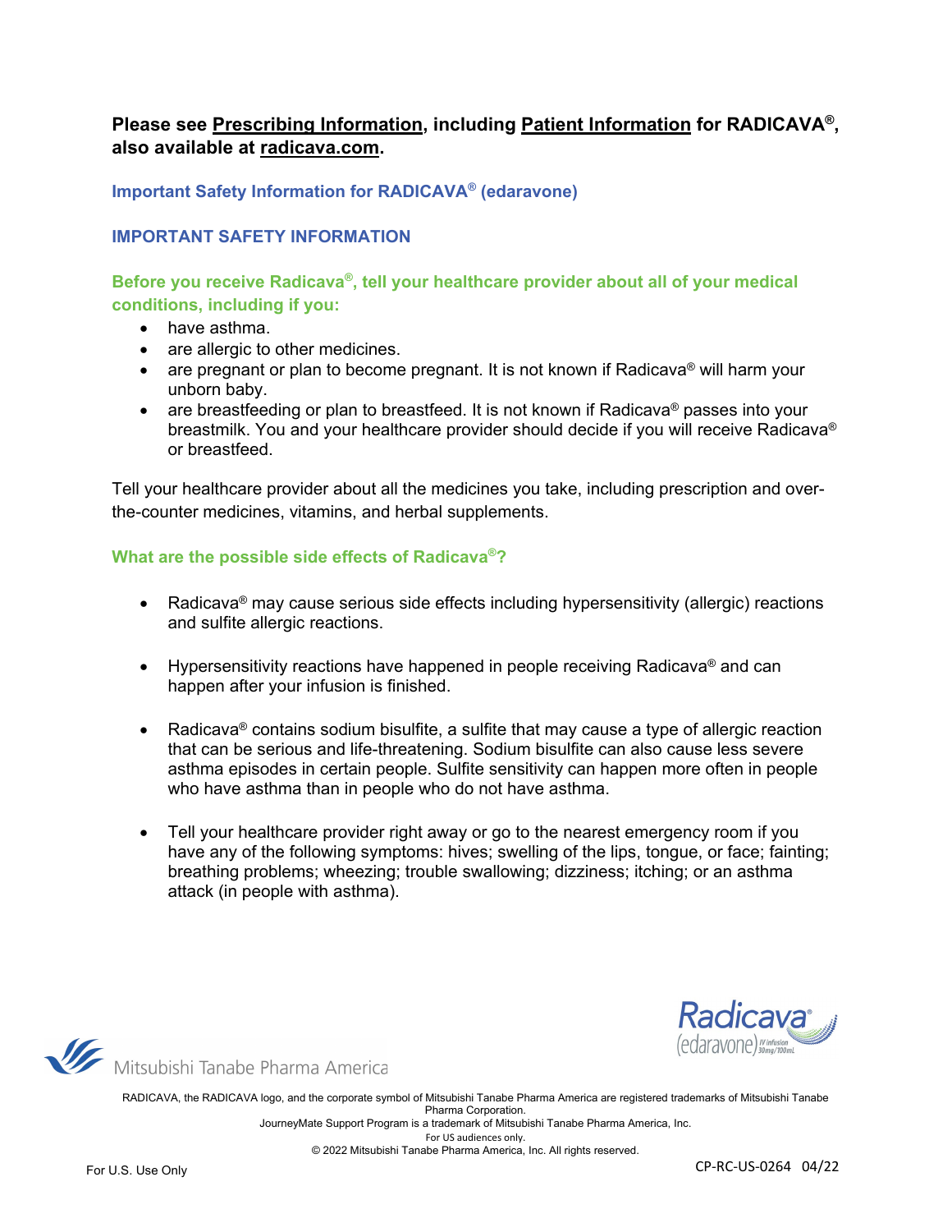**Please see Prescribing Information, including Patient Information for RADICAVA®, also available at radicava.com.**

## Important Safety Information for RADICAVA® (edaravone)

## IMPORTANT SAFETY INFORMATION

### Before you receive Radicava®, tell your healthcare provider about all of your medical conditions, including if you:

- have asthma.
- are allergic to other medicines.
- are pregnant or plan to become pregnant. It is not known if Radicava® will harm your unborn baby.
- are breastfeeding or plan to breastfeed. It is not known if Radicava® passes into your breastmilk. You and your healthcare provider should decide if you will receive Radicava® or breastfeed.

Tell your healthcare provider about all the medicines you take, including prescription and over-the-counter medicines, vitamins, and herbal supplements.

### What are the possible side effects of Radicava®?

- Radicava® may cause serious side effects including hypersensitivity (allergic) reactions and sulfite allergic reactions.
- Hypersensitivity reactions have happened in people receiving Radicava® and can happen after your infusion is finished.
- Radicava® contains sodium bisulfite, a sulfite that may cause a type of allergic reaction that can be serious and life-threatening. Sodium bisulfite can also cause less severe asthma episodes in certain people. Sulfite sensitivity can happen more often in people who have asthma than in people who do not have asthma.
- Tell your healthcare provider right away or go to the nearest emergency room if you have any of the following symptoms: hives; swelling of the lips, tongue, or face; fainting; breathing problems; wheezing; trouble swallowing; dizziness; itching; or an asthma attack (in people with asthma).

Mitsubishi Tanabe Pharma America

Radicava® (edaravone) IV infusion 30mg/100mL

RADICAVA, the RADICAVA logo, and the corporate symbol of Mitsubishi Tanabe Pharma America are registered trademarks of Mitsubishi Tanabe Pharma Corporation.
JourneyMate Support Program is a trademark of Mitsubishi Tanabe Pharma America, Inc.
For US audiences only.
© 2022 Mitsubishi Tanabe Pharma America, Inc. All rights reserved.

For U.S. Use Only

CP-RC-US-0264 04/22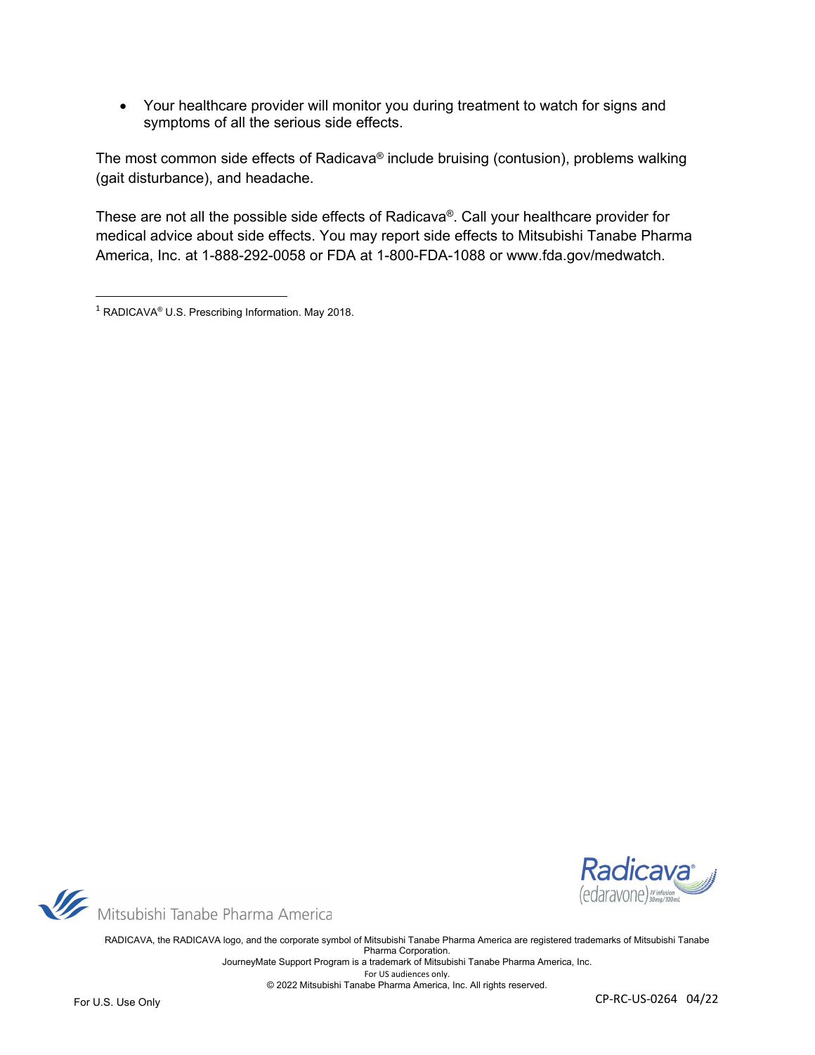- Your healthcare provider will monitor you during treatment to watch for signs and symptoms of all the serious side effects.

The most common side effects of Radicava® include bruising (contusion), problems walking (gait disturbance), and headache.

These are not all the possible side effects of Radicava®. Call your healthcare provider for medical advice about side effects. You may report side effects to Mitsubishi Tanabe Pharma America, Inc. at 1-888-292-0058 or FDA at 1-800-FDA-1088 or www.fda.gov/medwatch.

---

[1] RADICAVA® U.S. Prescribing Information. May 2018.

Mitsubishi Tanabe Pharma America

Radicava® (edaravone) IV infusion 30mg/100mL

RADICAVA, the RADICAVA logo, and the corporate symbol of Mitsubishi Tanabe Pharma America are registered trademarks of Mitsubishi Tanabe Pharma Corporation.
JourneyMate Support Program is a trademark of Mitsubishi Tanabe Pharma America, Inc.
For US audiences only.
© 2022 Mitsubishi Tanabe Pharma America, Inc. All rights reserved.

For U.S. Use Only

CP-RC-US-0264 04/22